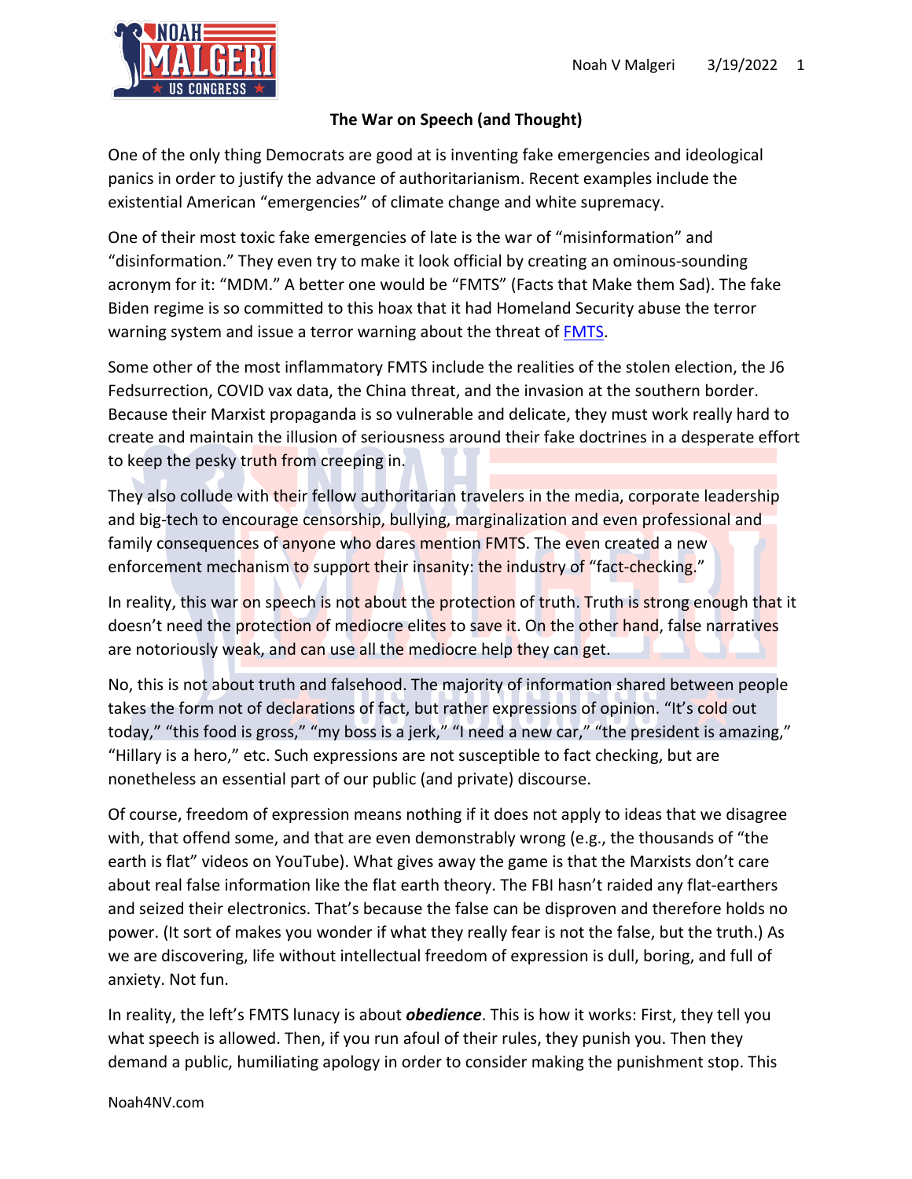# The War on Speech (and Thought)

One of the only thing Democrats are good at is inventing fake emergencies and ideological panics in order to justify the advance of authoritarianism. Recent examples include the existential American "emergencies" of climate change and white supremacy.

One of their most toxic fake emergencies of late is the war of "misinformation" and "disinformation." They even try to make it look official by creating an ominous-sounding acronym for it: "MDM." A better one would be "FMTS" (Facts that Make them Sad). The fake Biden regime is so committed to this hoax that it had Homeland Security abuse the terror warning system and issue a terror warning about the threat of [FMTS](FMTS).

Some other of the most inflammatory FMTS include the realities of the stolen election, the J6 Fedsurrection, COVID vax data, the China threat, and the invasion at the southern border. Because their Marxist propaganda is so vulnerable and delicate, they must work really hard to create and maintain the illusion of seriousness around their fake doctrines in a desperate effort to keep the pesky truth from creeping in.

They also collude with their fellow authoritarian travelers in the media, corporate leadership and big-tech to encourage censorship, bullying, marginalization and even professional and family consequences of anyone who dares mention FMTS. The even created a new enforcement mechanism to support their insanity: the industry of "fact-checking."

In reality, this war on speech is not about the protection of truth. Truth is strong enough that it doesn't need the protection of mediocre elites to save it. On the other hand, false narratives are notoriously weak, and can use all the mediocre help they can get.

No, this is not about truth and falsehood. The majority of information shared between people takes the form not of declarations of fact, but rather expressions of opinion. "It's cold out today," "this food is gross," "my boss is a jerk," "I need a new car," "the president is amazing," "Hillary is a hero," etc. Such expressions are not susceptible to fact checking, but are nonetheless an essential part of our public (and private) discourse.

Of course, freedom of expression means nothing if it does not apply to ideas that we disagree with, that offend some, and that are even demonstrably wrong (e.g., the thousands of "the earth is flat" videos on YouTube). What gives away the game is that the Marxists don't care about real false information like the flat earth theory. The FBI hasn't raided any flat-earthers and seized their electronics. That's because the false can be disproven and therefore holds no power. (It sort of makes you wonder if what they really fear is not the false, but the truth.) As we are discovering, life without intellectual freedom of expression is dull, boring, and full of anxiety. Not fun.

In reality, the left's FMTS lunacy is about ***obedience***. This is how it works: First, they tell you what speech is allowed. Then, if you run afoul of their rules, they punish you. Then they demand a public, humiliating apology in order to consider making the punishment stop. This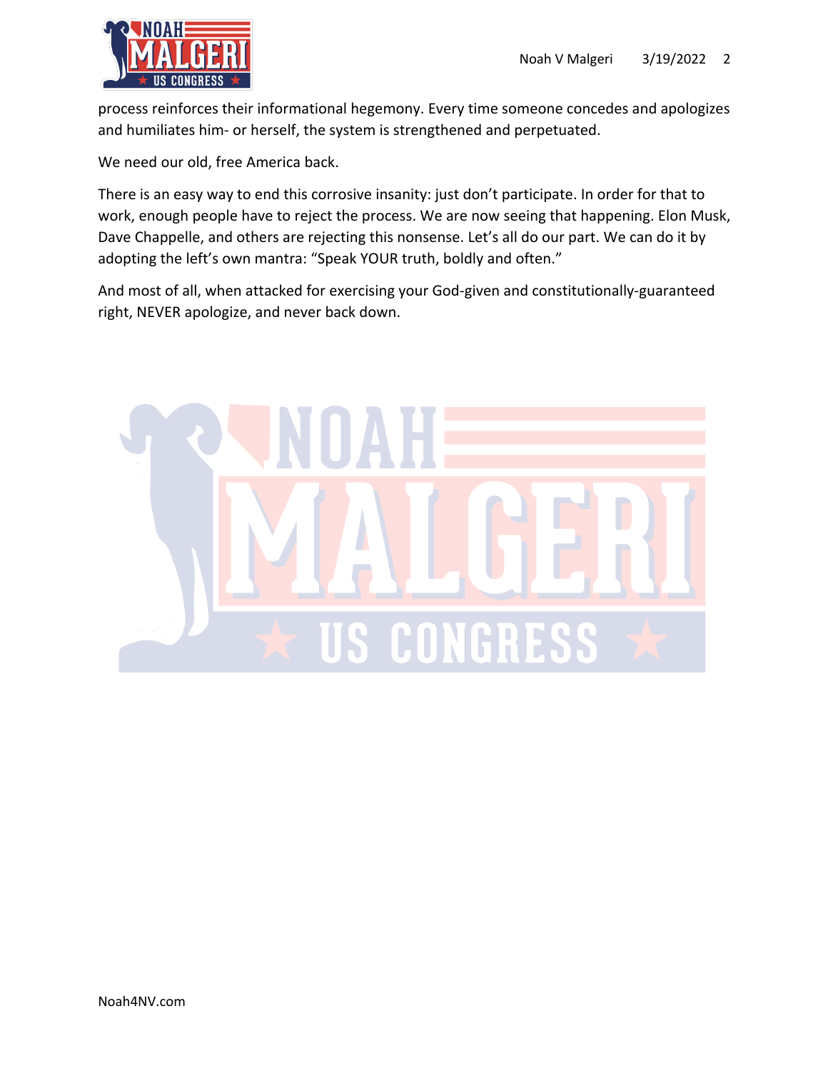process reinforces their informational hegemony. Every time someone concedes and apologizes and humiliates him- or herself, the system is strengthened and perpetuated.

We need our old, free America back.

There is an easy way to end this corrosive insanity: just don't participate. In order for that to work, enough people have to reject the process. We are now seeing that happening. Elon Musk, Dave Chappelle, and others are rejecting this nonsense. Let's all do our part. We can do it by adopting the left's own mantra: "Speak YOUR truth, boldly and often."

And most of all, when attacked for exercising your God-given and constitutionally-guaranteed right, NEVER apologize, and never back down.